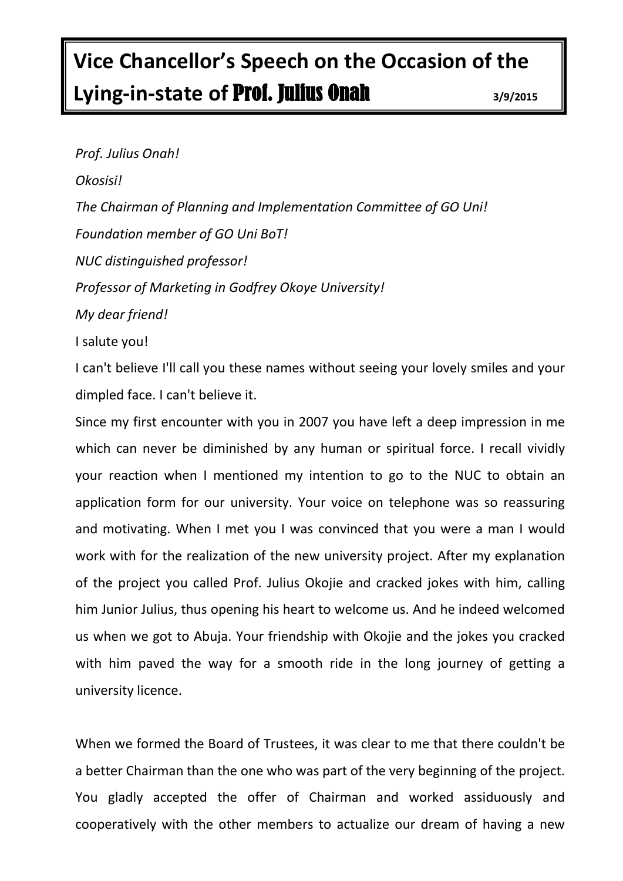# Vice Chancellor's Speech on the Occasion of the Lying-in-state of Prof. Julius Onah

**3/9/2015**

*Prof. Julius Onah!*

*Okosisi!*

*The Chairman of Planning and Implementation Committee of GO Uni!*

*Foundation member of GO Uni BoT!*

*NUC distinguished professor!*

*Professor of Marketing in Godfrey Okoye University!*

*My dear friend!*

I salute you!

I can't believe I'll call you these names without seeing your lovely smiles and your dimpled face. I can't believe it.

Since my first encounter with you in 2007 you have left a deep impression in me which can never be diminished by any human or spiritual force. I recall vividly your reaction when I mentioned my intention to go to the NUC to obtain an application form for our university. Your voice on telephone was so reassuring and motivating. When I met you I was convinced that you were a man I would work with for the realization of the new university project. After my explanation of the project you called Prof. Julius Okojie and cracked jokes with him, calling him Junior Julius, thus opening his heart to welcome us. And he indeed welcomed us when we got to Abuja. Your friendship with Okojie and the jokes you cracked with him paved the way for a smooth ride in the long journey of getting a university licence.

When we formed the Board of Trustees, it was clear to me that there couldn't be a better Chairman than the one who was part of the very beginning of the project. You gladly accepted the offer of Chairman and worked assiduously and cooperatively with the other members to actualize our dream of having a new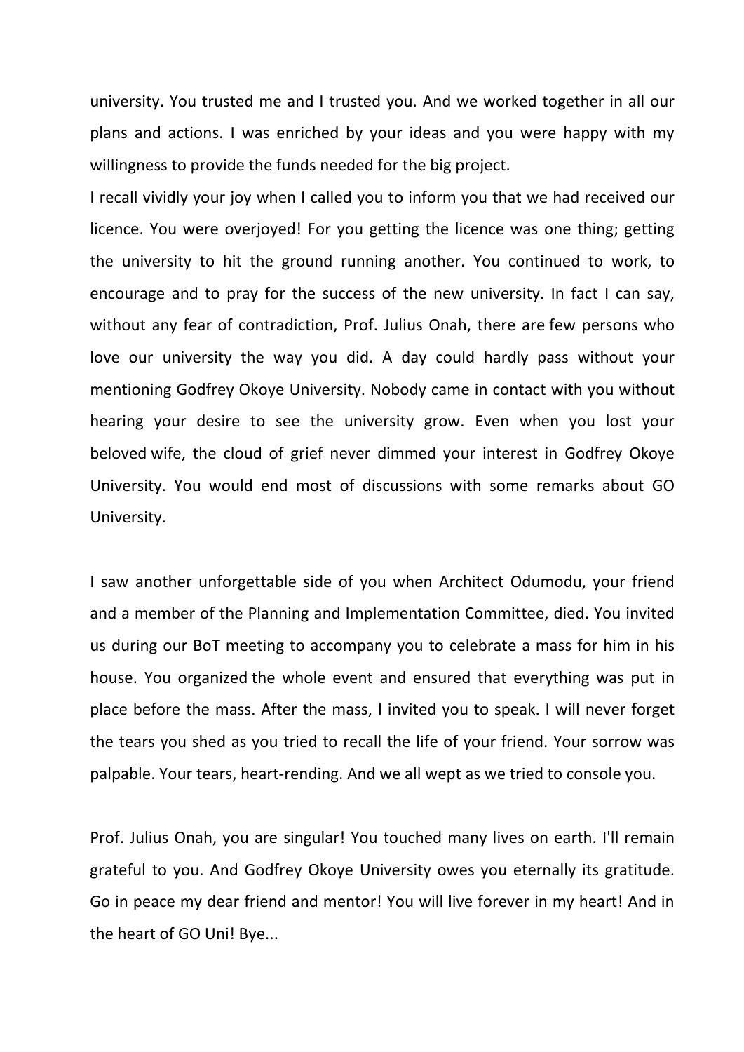university. You trusted me and I trusted you. And we worked together in all our plans and actions. I was enriched by your ideas and you were happy with my willingness to provide the funds needed for the big project.

I recall vividly your joy when I called you to inform you that we had received our licence. You were overjoyed! For you getting the licence was one thing; getting the university to hit the ground running another. You continued to work, to encourage and to pray for the success of the new university. In fact I can say, without any fear of contradiction, Prof. Julius Onah, there are few persons who love our university the way you did. A day could hardly pass without your mentioning Godfrey Okoye University. Nobody came in contact with you without hearing your desire to see the university grow. Even when you lost your beloved wife, the cloud of grief never dimmed your interest in Godfrey Okoye University. You would end most of discussions with some remarks about GO University.

I saw another unforgettable side of you when Architect Odumodu, your friend and a member of the Planning and Implementation Committee, died. You invited us during our BoT meeting to accompany you to celebrate a mass for him in his house. You organized the whole event and ensured that everything was put in place before the mass. After the mass, I invited you to speak. I will never forget the tears you shed as you tried to recall the life of your friend. Your sorrow was palpable. Your tears, heart-rending. And we all wept as we tried to console you.

Prof. Julius Onah, you are singular! You touched many lives on earth. I'll remain grateful to you. And Godfrey Okoye University owes you eternally its gratitude. Go in peace my dear friend and mentor! You will live forever in my heart! And in the heart of GO Uni! Bye...